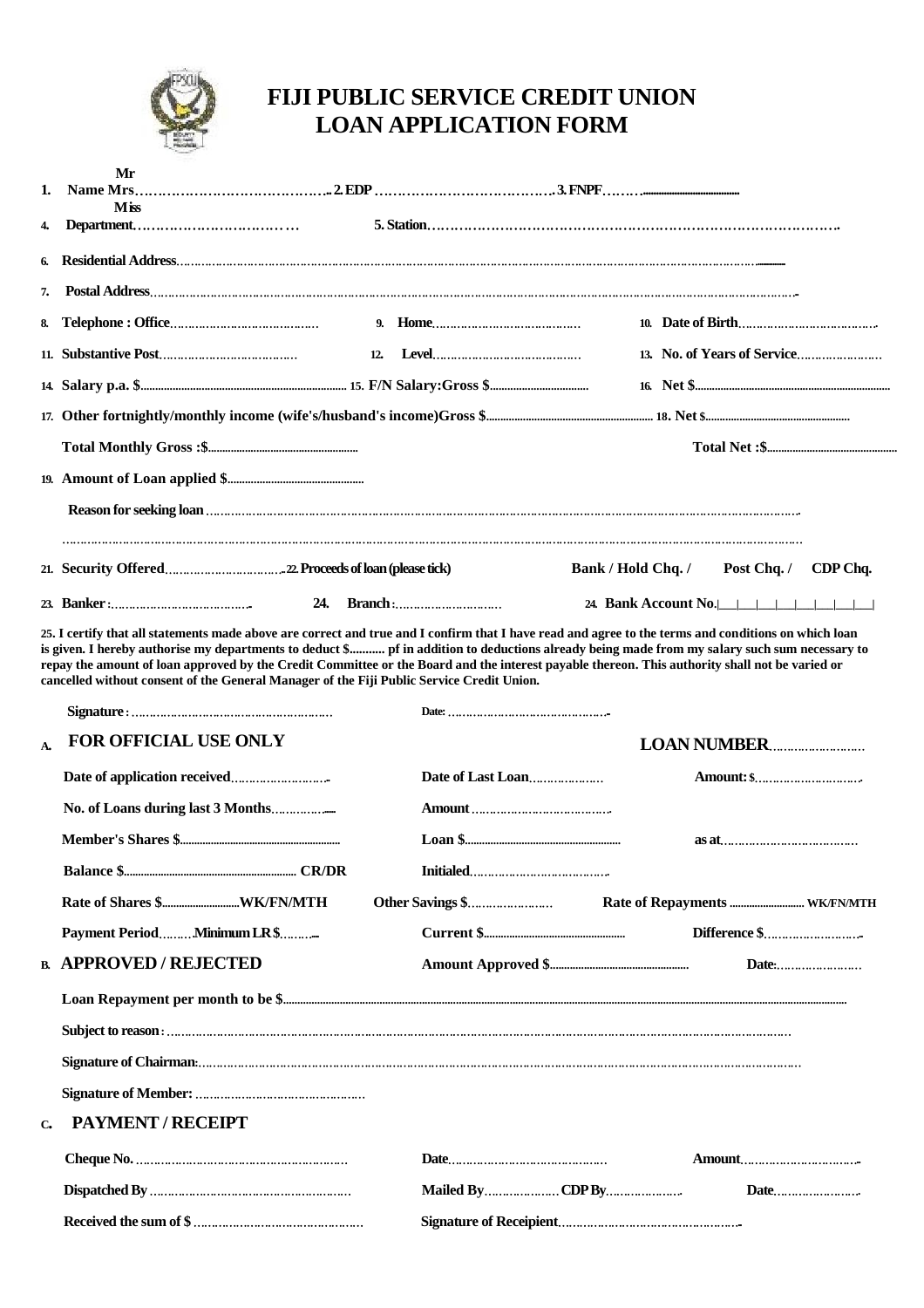# FIJI PUBLIC SERVICE CREDIT UNION
# LOAN APPLICATION FORM

1. **Name** Mr / Mrs / Miss …………………………………… 2. **EDP** ………………………………… 3. **FNPF** ……….………………………
4. **Department** ……………………………… 5. **Station** ……………………………………………………………………………
6. **Residential Address** ……………………………………………………………………………………………………………………
7. **Postal Address** ……………………………………………………………………………………………………………………
8. **Telephone : Office** …………………………………… 9. **Home** …………………………………… 10. **Date of Birth** ……………………………………
11. **Substantive Post** ……………………………… 12. **Level** …………………………………… 13. **No. of Years of Service** ……………………
14. **Salary p.a. $** ………………………… 15. **F/N Salary:Gross $** ……………………… 16. **Net $** ………………………
17. **Other fortnightly/monthly income (wife's/husband's income)Gross $** ………………………… 18. **Net $** ……………………

**Total Monthly Gross :$** ………………………… **Total Net :$** …………………………

19. **Amount of Loan applied $** …………………………

**Reason for seeking loan** ……………………………………………………………………………………………………………………

……………………………………………………………………………………………………………………………………………

21. **Security Offered** …………………………… 22. **Proceeds of loan (please tick)** **Bank / Hold Chq. / Post Chq. / CDP Chq.**

23. **Banker :** ………………………………… 24. **Branch :** ………………………… 24. **Bank Account No.** |__|__|__|__|__|__|__|__|

25. **I certify that all statements made above are correct and true and I confirm that I have read and agree to the terms and conditions on which loan is given. I hereby authorise my departments to deduct $........... pf in addition to deductions already being made from my salary such sum necessary to repay the amount of loan approved by the Credit Committee or the Board and the interest payable thereon. This authority shall not be varied or cancelled without consent of the General Manager of the Fiji Public Service Credit Union.**

**Signature :** ………………………………………………… **Date:** ………………………………………

## A. FOR OFFICIAL USE ONLY

**LOAN NUMBER** ………………………

**Date of application received** ……………………… **Date of Last Loan** ………………… **Amount: $** ………………………

**No. of Loans during last 3 Months** …………… **Amount** …………………………………

**Member's Shares $** ……………………………… **Loan $** ……………………………… **as at** ………………………………

**Balance $** ……………………………… **CR/DR** **Initialed** …………………………………

**Rate of Shares $** ………………**WK/FN/MTH** **Other Savings $** …………………… **Rate of Repayments** ……………… **WK/FN/MTH**

**Payment Period** ……… **Minimum LR $** ……… **Current $** ……………………… **Difference $** ………………………

## B. APPROVED / REJECTED

**Amount Approved $** ……………………… **Date:** ……………………

**Loan Repayment per month to be $** ……………………………………………………………………………………

**Subject to reason :** ……………………………………………………………………………………………………………

**Signature of Chairman:** ………………………………………………………………………………………………………

**Signature of Member:** ……………………………………………

## C. PAYMENT / RECEIPT

**Cheque No.** ……………………………………………………… **Date** ……………………………………… **Amount** ……………………………

**Dispatched By** ……………………………………………………… **Mailed By** ………………… **CDP By** ………………… **Date** ……………………

**Received the sum of $** …………………………………………… **Signature of Receipient** ………………………………………………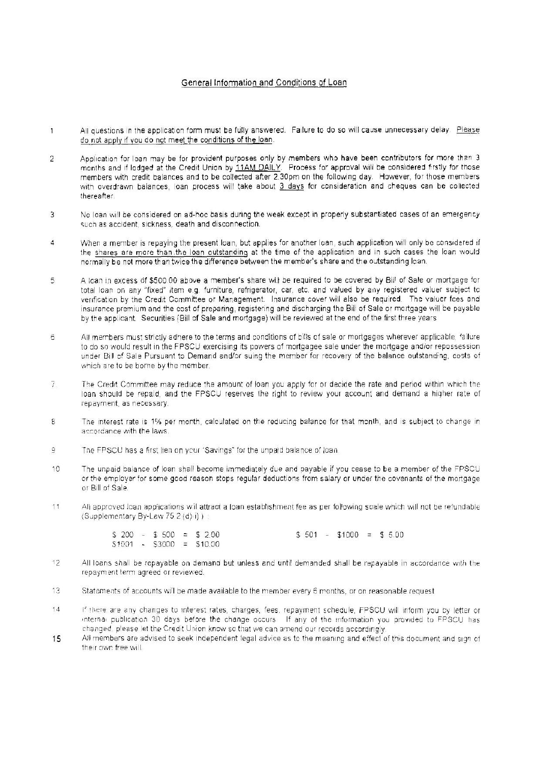## General Information and Conditions of Loan

1. All questions in the application form must be fully answered. Failure to do so will cause unnecessary delay. Please do not apply if you do not meet the conditions of the loan.

2. Application for loan may be for provident purposes only by members who have been contributors for more than 3 months and if lodged at the Credit Union by 11AM DAILY. Process for approval will be considered firstly for those members with credit balances and to be collected after 2.30pm on the following day. However, for those members with overdrawn balances, loan process will take about 3 days for consideration and cheques can be collected thereafter.

3. No loan will be considered on ad-hoc basis during the week except in properly substantiated cases of an emergency such as accident, sickness, death and disconnection.

4. When a member is repaying the present loan, but applies for another loan, such application will only be considered if the shares are more than the loan outstanding at the time of the application and in such cases the loan would normally be not more than twice the difference between the member's share and the outstanding loan.

5. A loan in excess of $500.00 above a member's share will be required to be covered by Bill of Sale or mortgage for total loan on any "fixed" item e.g. furniture, refrigerator, car, etc. and valued by any registered valuer subject to verification by the Credit Committee or Management. Insurance cover will also be required. The valuer fees and insurance premium and the cost of preparing, registering and discharging the Bill of Sale or mortgage will be payable by the applicant. Securities (Bill of Sale and mortgage) will be reviewed at the end of the first three years.

6. All members must strictly adhere to the terms and conditions of bills of sale or mortgages wherever applicable. failure to do so would result in the FPSCU exercising its powers of mortgagee sale under the mortgage and/or repossession under Bill of Sale Pursuant to Demand and/or suing the member for recovery of the balance outstanding, costs of which are to be borne by the member.

7. The Credit Committee may reduce the amount of loan you apply for or decide the rate and period within which the loan should be repaid, and the FPSCU reserves the right to review your account and demand a higher rate of repayment, as necessary.

8. The interest rate is 1% per month, calculated on the reducing balance for that month, and is subject to change in accordance with the laws.

9. The FPSCU has a first lien on your "Savings" for the unpaid balance of loan.

10. The unpaid balance of loan shall become immediately due and payable if you cease to be a member of the FPSCU or the employer for some good reason stops regular deductions from salary or under the covenants of the mortgage or Bill of Sale.

11. All approved loan applications will attract a loan establishment fee as per following scale which will not be refundable (Supplementary By-Law 75.2 (d) i) ) :

    $ 200 - $ 500 = $ 2.00 $ 501 - $1000 = $ 5.00
    $1001 - $3000 = $10.00

12. All loans shall be repayable on demand but unless and until demanded shall be repayable in accordance with the repayment term agreed or reviewed.

13. Statements of accounts will be made available to the member every 6 months, or on reasonable request.

14. If there are any changes to interest rates, charges, fees, repayment schedule, FPSCU will inform you by letter or internal publication 30 days before the change occurs. If any of the information you provided to FPSCU has changed, please let the Credit Union know so that we can amend our records accordingly.

15. All members are advised to seek independent legal advice as to the meaning and effect of this document and sign of their own free will.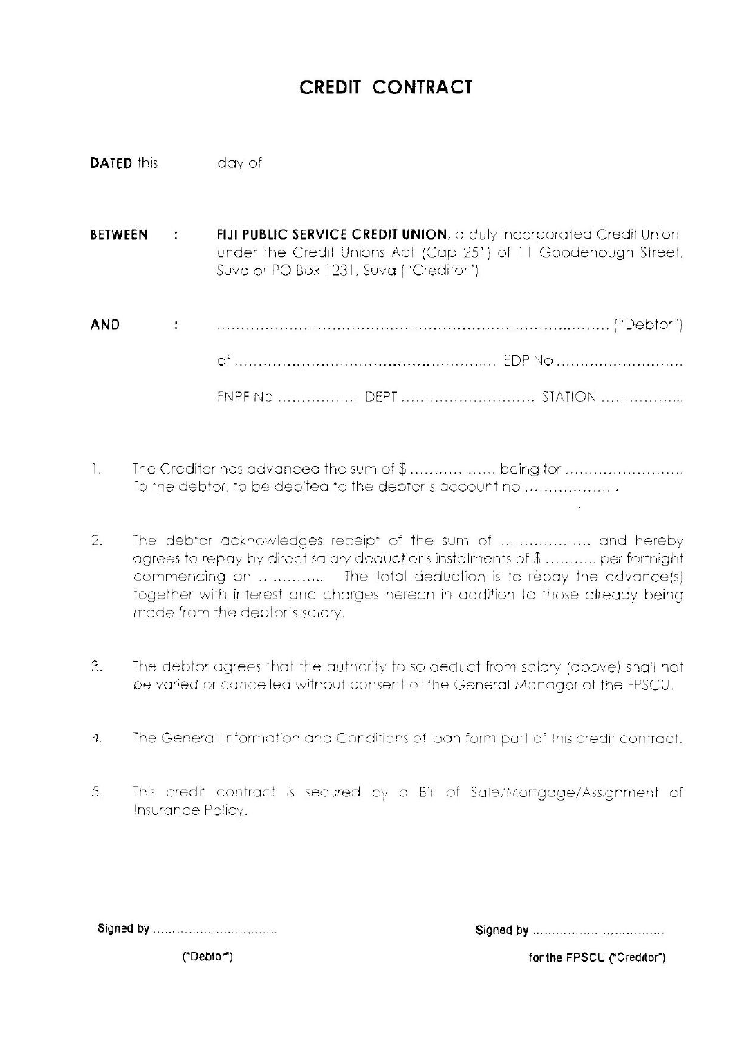# CREDIT CONTRACT

**DATED** this day of

**BETWEEN** : **FIJI PUBLIC SERVICE CREDIT UNION**, a duly incorporated Credit Union under the Credit Unions Act (Cap 251) of 11 Goodenough Street, Suva or PO Box 1231, Suva ("Creditor")

**AND** : ........................................................................................ ("Debtor")

of ........................................................ EDP No ...........................

FNPF No ................ DEPT ........................... STATION .................

1. The Creditor has advanced the sum of $ ................. being for ........................ To the debtor, to be debited to the debtor's account no ...................

2. The debtor acknowledges receipt of the sum of .................. and hereby agrees to repay by direct salary deductions instalments of $ .......... per fortnight commencing on ............. The total deduction is to repay the advance(s) together with interest and charges hereon in addition to those already being made from the debtor's salary.

3. The debtor agrees that the authority to so deduct from salary (above) shall not be varied or cancelled without consent of the General Manager of the FPSCU.

4. The General Information and Conditions of loan form part of this credit contract.

5. This credit contract is secured by a Bill of Sale/Mortgage/Assignment of Insurance Policy.

Signed by ...............................
("Debtor")

Signed by ...............................
for the FPSCU ("Creditor")